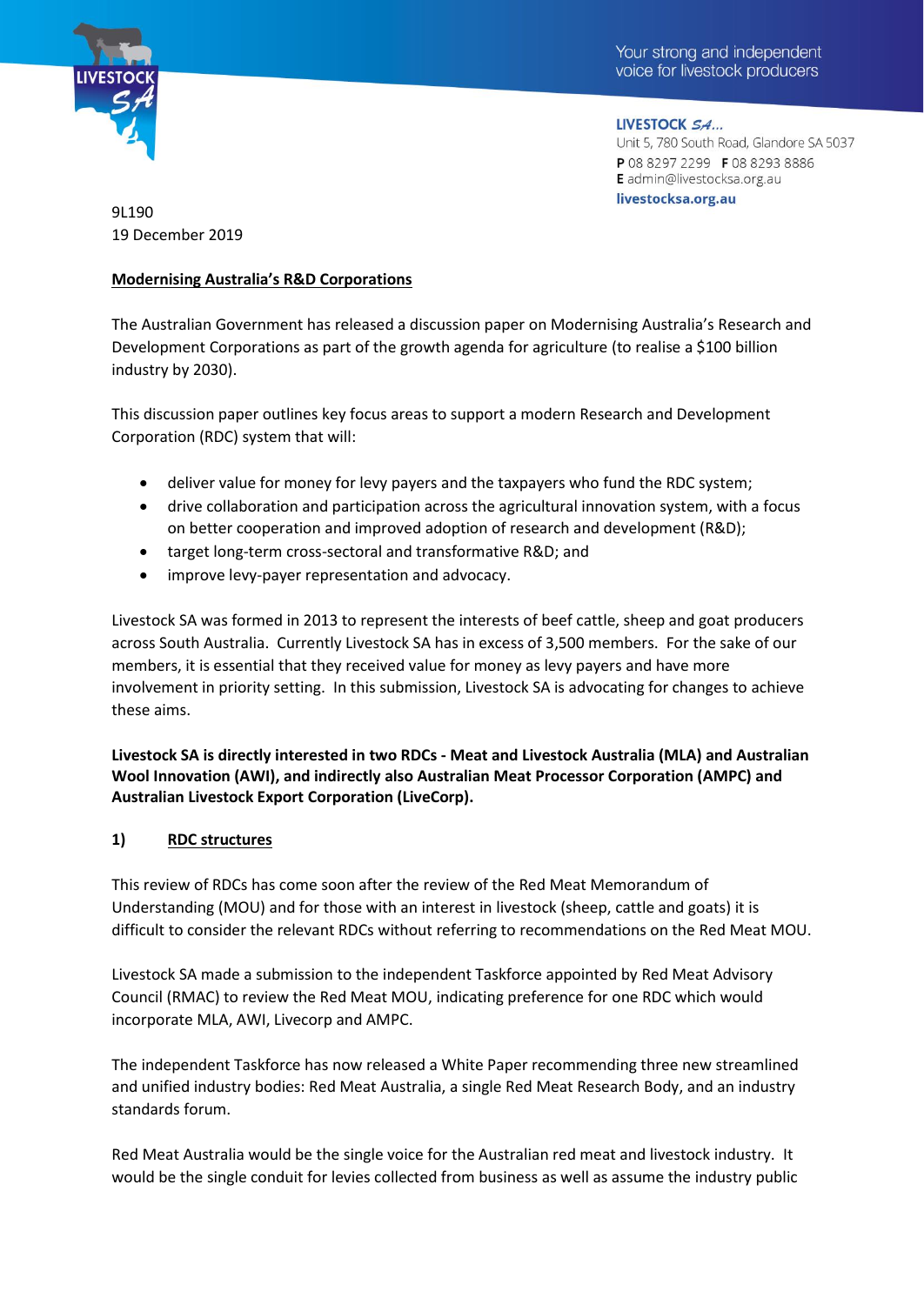LIVESTOCK SA...
Unit 5, 780 South Road, Glandore SA 5037
P 08 8297 2299 F 08 8293 8886
E admin@livestocksa.org.au
livestocksa.org.au

Your strong and independent voice for livestock producers

9L190
19 December 2019

**Modernising Australia's R&D Corporations**

The Australian Government has released a discussion paper on Modernising Australia's Research and Development Corporations as part of the growth agenda for agriculture (to realise a $100 billion industry by 2030).

This discussion paper outlines key focus areas to support a modern Research and Development Corporation (RDC) system that will:

- deliver value for money for levy payers and the taxpayers who fund the RDC system;
- drive collaboration and participation across the agricultural innovation system, with a focus on better cooperation and improved adoption of research and development (R&D);
- target long-term cross-sectoral and transformative R&D; and
- improve levy-payer representation and advocacy.

Livestock SA was formed in 2013 to represent the interests of beef cattle, sheep and goat producers across South Australia. Currently Livestock SA has in excess of 3,500 members. For the sake of our members, it is essential that they received value for money as levy payers and have more involvement in priority setting. In this submission, Livestock SA is advocating for changes to achieve these aims.

**Livestock SA is directly interested in two RDCs - Meat and Livestock Australia (MLA) and Australian Wool Innovation (AWI), and indirectly also Australian Meat Processor Corporation (AMPC) and Australian Livestock Export Corporation (LiveCorp).**

## 1) RDC structures

This review of RDCs has come soon after the review of the Red Meat Memorandum of Understanding (MOU) and for those with an interest in livestock (sheep, cattle and goats) it is difficult to consider the relevant RDCs without referring to recommendations on the Red Meat MOU.

Livestock SA made a submission to the independent Taskforce appointed by Red Meat Advisory Council (RMAC) to review the Red Meat MOU, indicating preference for one RDC which would incorporate MLA, AWI, Livecorp and AMPC.

The independent Taskforce has now released a White Paper recommending three new streamlined and unified industry bodies: Red Meat Australia, a single Red Meat Research Body, and an industry standards forum.

Red Meat Australia would be the single voice for the Australian red meat and livestock industry. It would be the single conduit for levies collected from business as well as assume the industry public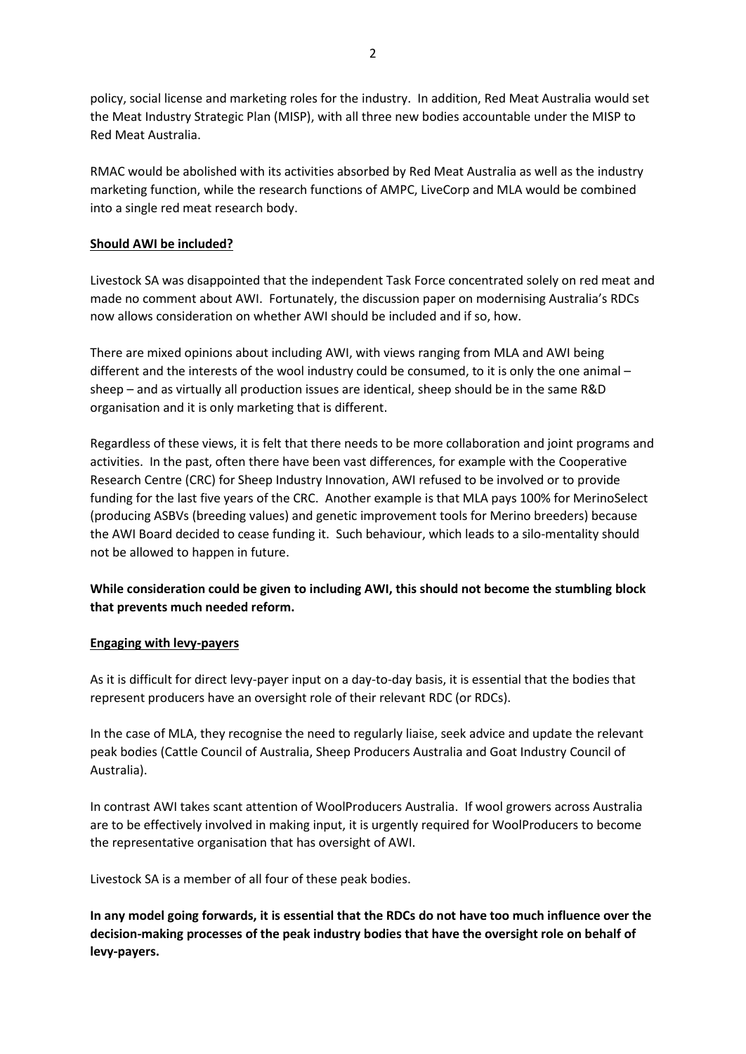policy, social license and marketing roles for the industry. In addition, Red Meat Australia would set the Meat Industry Strategic Plan (MISP), with all three new bodies accountable under the MISP to Red Meat Australia.

RMAC would be abolished with its activities absorbed by Red Meat Australia as well as the industry marketing function, while the research functions of AMPC, LiveCorp and MLA would be combined into a single red meat research body.

**Should AWI be included?**

Livestock SA was disappointed that the independent Task Force concentrated solely on red meat and made no comment about AWI. Fortunately, the discussion paper on modernising Australia's RDCs now allows consideration on whether AWI should be included and if so, how.

There are mixed opinions about including AWI, with views ranging from MLA and AWI being different and the interests of the wool industry could be consumed, to it is only the one animal – sheep – and as virtually all production issues are identical, sheep should be in the same R&D organisation and it is only marketing that is different.

Regardless of these views, it is felt that there needs to be more collaboration and joint programs and activities. In the past, often there have been vast differences, for example with the Cooperative Research Centre (CRC) for Sheep Industry Innovation, AWI refused to be involved or to provide funding for the last five years of the CRC. Another example is that MLA pays 100% for MerinoSelect (producing ASBVs (breeding values) and genetic improvement tools for Merino breeders) because the AWI Board decided to cease funding it. Such behaviour, which leads to a silo-mentality should not be allowed to happen in future.

**While consideration could be given to including AWI, this should not become the stumbling block that prevents much needed reform.**

**Engaging with levy-payers**

As it is difficult for direct levy-payer input on a day-to-day basis, it is essential that the bodies that represent producers have an oversight role of their relevant RDC (or RDCs).

In the case of MLA, they recognise the need to regularly liaise, seek advice and update the relevant peak bodies (Cattle Council of Australia, Sheep Producers Australia and Goat Industry Council of Australia).

In contrast AWI takes scant attention of WoolProducers Australia. If wool growers across Australia are to be effectively involved in making input, it is urgently required for WoolProducers to become the representative organisation that has oversight of AWI.

Livestock SA is a member of all four of these peak bodies.

**In any model going forwards, it is essential that the RDCs do not have too much influence over the decision-making processes of the peak industry bodies that have the oversight role on behalf of levy-payers.**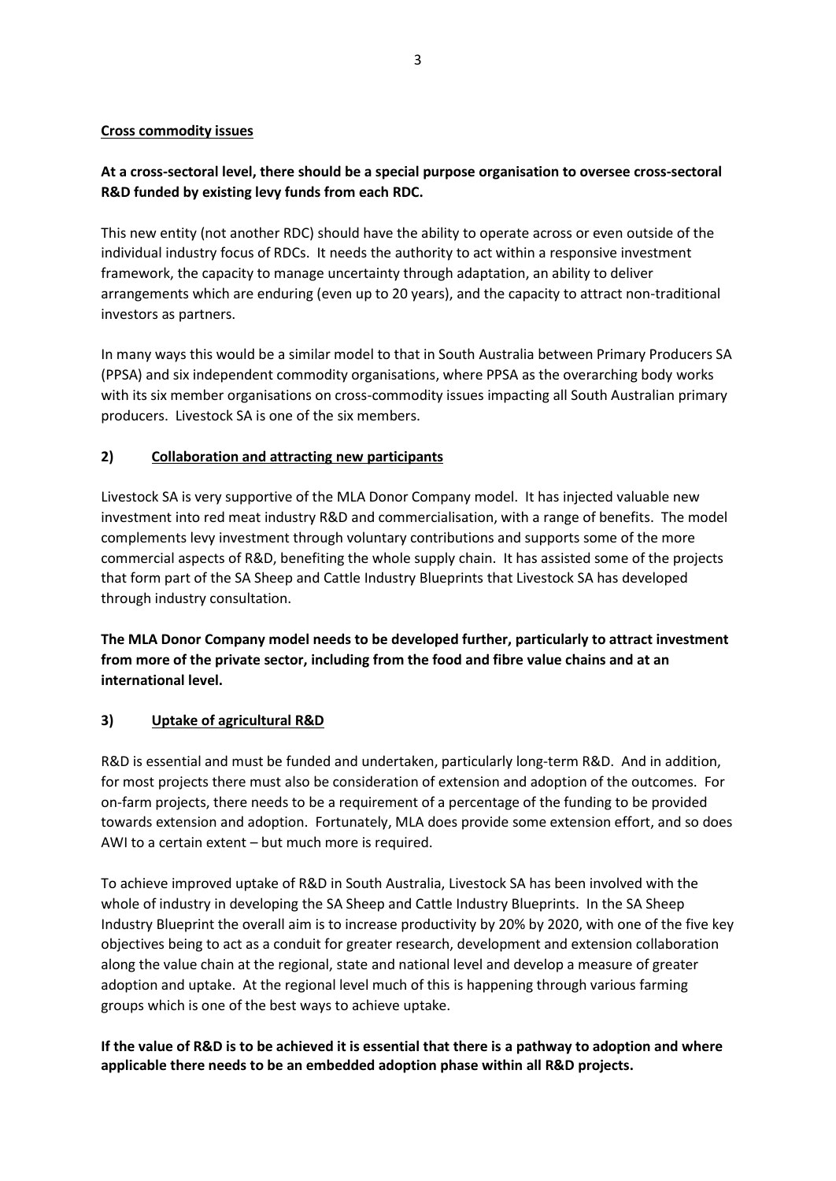**Cross commodity issues**

**At a cross-sectoral level, there should be a special purpose organisation to oversee cross-sectoral R&D funded by existing levy funds from each RDC.**

This new entity (not another RDC) should have the ability to operate across or even outside of the individual industry focus of RDCs. It needs the authority to act within a responsive investment framework, the capacity to manage uncertainty through adaptation, an ability to deliver arrangements which are enduring (even up to 20 years), and the capacity to attract non-traditional investors as partners.

In many ways this would be a similar model to that in South Australia between Primary Producers SA (PPSA) and six independent commodity organisations, where PPSA as the overarching body works with its six member organisations on cross-commodity issues impacting all South Australian primary producers. Livestock SA is one of the six members.

## 2) Collaboration and attracting new participants

Livestock SA is very supportive of the MLA Donor Company model. It has injected valuable new investment into red meat industry R&D and commercialisation, with a range of benefits. The model complements levy investment through voluntary contributions and supports some of the more commercial aspects of R&D, benefiting the whole supply chain. It has assisted some of the projects that form part of the SA Sheep and Cattle Industry Blueprints that Livestock SA has developed through industry consultation.

**The MLA Donor Company model needs to be developed further, particularly to attract investment from more of the private sector, including from the food and fibre value chains and at an international level.**

## 3) Uptake of agricultural R&D

R&D is essential and must be funded and undertaken, particularly long-term R&D. And in addition, for most projects there must also be consideration of extension and adoption of the outcomes. For on-farm projects, there needs to be a requirement of a percentage of the funding to be provided towards extension and adoption. Fortunately, MLA does provide some extension effort, and so does AWI to a certain extent – but much more is required.

To achieve improved uptake of R&D in South Australia, Livestock SA has been involved with the whole of industry in developing the SA Sheep and Cattle Industry Blueprints. In the SA Sheep Industry Blueprint the overall aim is to increase productivity by 20% by 2020, with one of the five key objectives being to act as a conduit for greater research, development and extension collaboration along the value chain at the regional, state and national level and develop a measure of greater adoption and uptake. At the regional level much of this is happening through various farming groups which is one of the best ways to achieve uptake.

**If the value of R&D is to be achieved it is essential that there is a pathway to adoption and where applicable there needs to be an embedded adoption phase within all R&D projects.**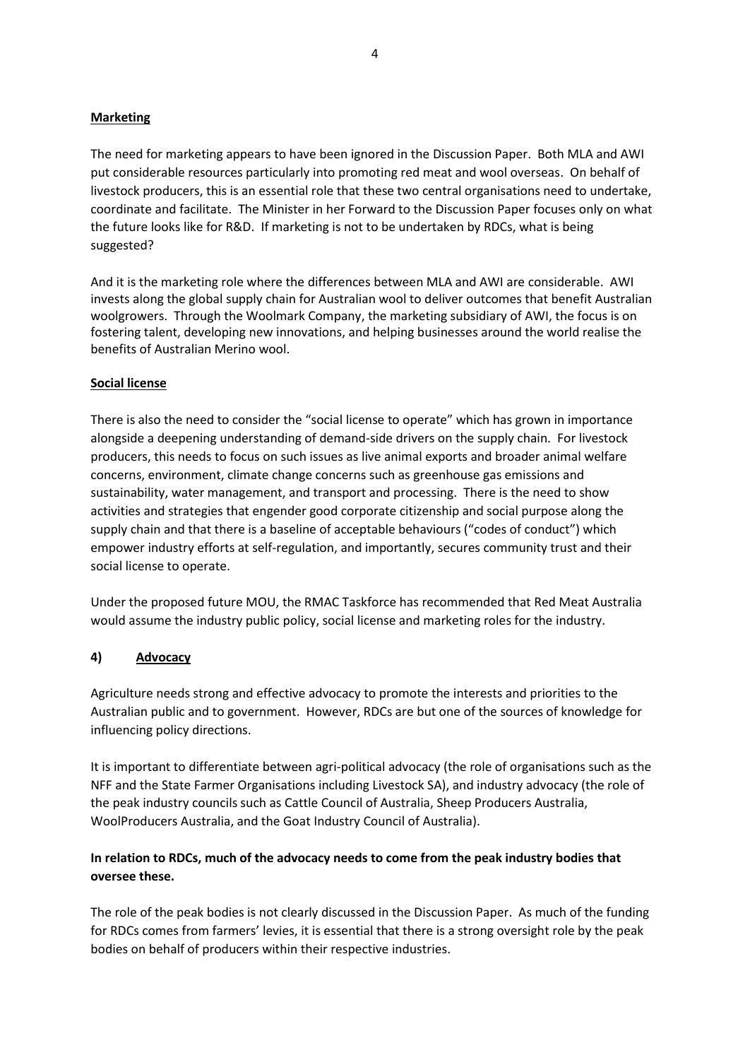**Marketing**

The need for marketing appears to have been ignored in the Discussion Paper. Both MLA and AWI put considerable resources particularly into promoting red meat and wool overseas. On behalf of livestock producers, this is an essential role that these two central organisations need to undertake, coordinate and facilitate. The Minister in her Forward to the Discussion Paper focuses only on what the future looks like for R&D. If marketing is not to be undertaken by RDCs, what is being suggested?

And it is the marketing role where the differences between MLA and AWI are considerable. AWI invests along the global supply chain for Australian wool to deliver outcomes that benefit Australian woolgrowers. Through the Woolmark Company, the marketing subsidiary of AWI, the focus is on fostering talent, developing new innovations, and helping businesses around the world realise the benefits of Australian Merino wool.

**Social license**

There is also the need to consider the "social license to operate" which has grown in importance alongside a deepening understanding of demand-side drivers on the supply chain. For livestock producers, this needs to focus on such issues as live animal exports and broader animal welfare concerns, environment, climate change concerns such as greenhouse gas emissions and sustainability, water management, and transport and processing. There is the need to show activities and strategies that engender good corporate citizenship and social purpose along the supply chain and that there is a baseline of acceptable behaviours ("codes of conduct") which empower industry efforts at self-regulation, and importantly, secures community trust and their social license to operate.

Under the proposed future MOU, the RMAC Taskforce has recommended that Red Meat Australia would assume the industry public policy, social license and marketing roles for the industry.

## 4) Advocacy

Agriculture needs strong and effective advocacy to promote the interests and priorities to the Australian public and to government. However, RDCs are but one of the sources of knowledge for influencing policy directions.

It is important to differentiate between agri-political advocacy (the role of organisations such as the NFF and the State Farmer Organisations including Livestock SA), and industry advocacy (the role of the peak industry councils such as Cattle Council of Australia, Sheep Producers Australia, WoolProducers Australia, and the Goat Industry Council of Australia).

**In relation to RDCs, much of the advocacy needs to come from the peak industry bodies that oversee these.**

The role of the peak bodies is not clearly discussed in the Discussion Paper. As much of the funding for RDCs comes from farmers' levies, it is essential that there is a strong oversight role by the peak bodies on behalf of producers within their respective industries.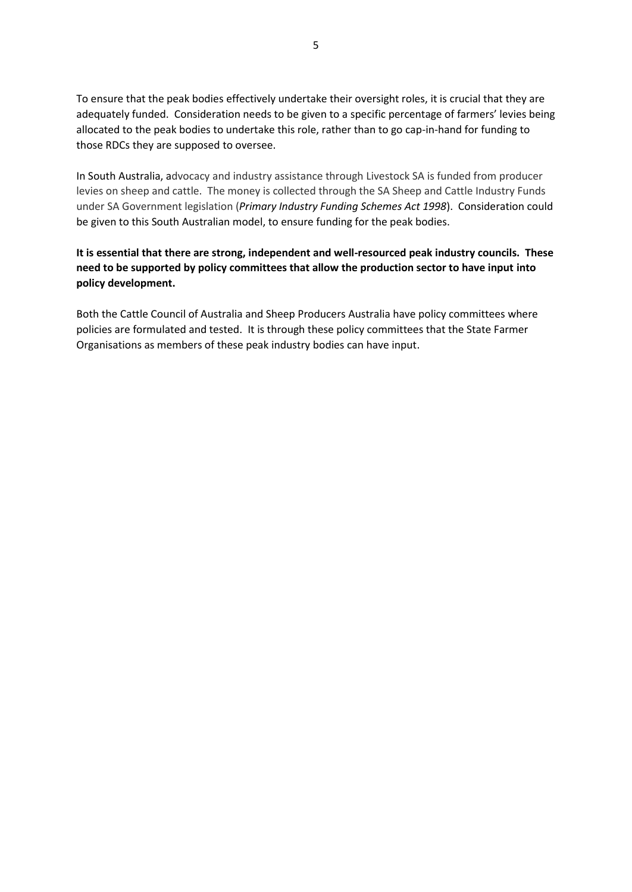To ensure that the peak bodies effectively undertake their oversight roles, it is crucial that they are adequately funded. Consideration needs to be given to a specific percentage of farmers' levies being allocated to the peak bodies to undertake this role, rather than to go cap-in-hand for funding to those RDCs they are supposed to oversee.

In South Australia, advocacy and industry assistance through Livestock SA is funded from producer levies on sheep and cattle. The money is collected through the SA Sheep and Cattle Industry Funds under SA Government legislation (*Primary Industry Funding Schemes Act 1998*). Consideration could be given to this South Australian model, to ensure funding for the peak bodies.

**It is essential that there are strong, independent and well-resourced peak industry councils. These need to be supported by policy committees that allow the production sector to have input into policy development.**

Both the Cattle Council of Australia and Sheep Producers Australia have policy committees where policies are formulated and tested. It is through these policy committees that the State Farmer Organisations as members of these peak industry bodies can have input.